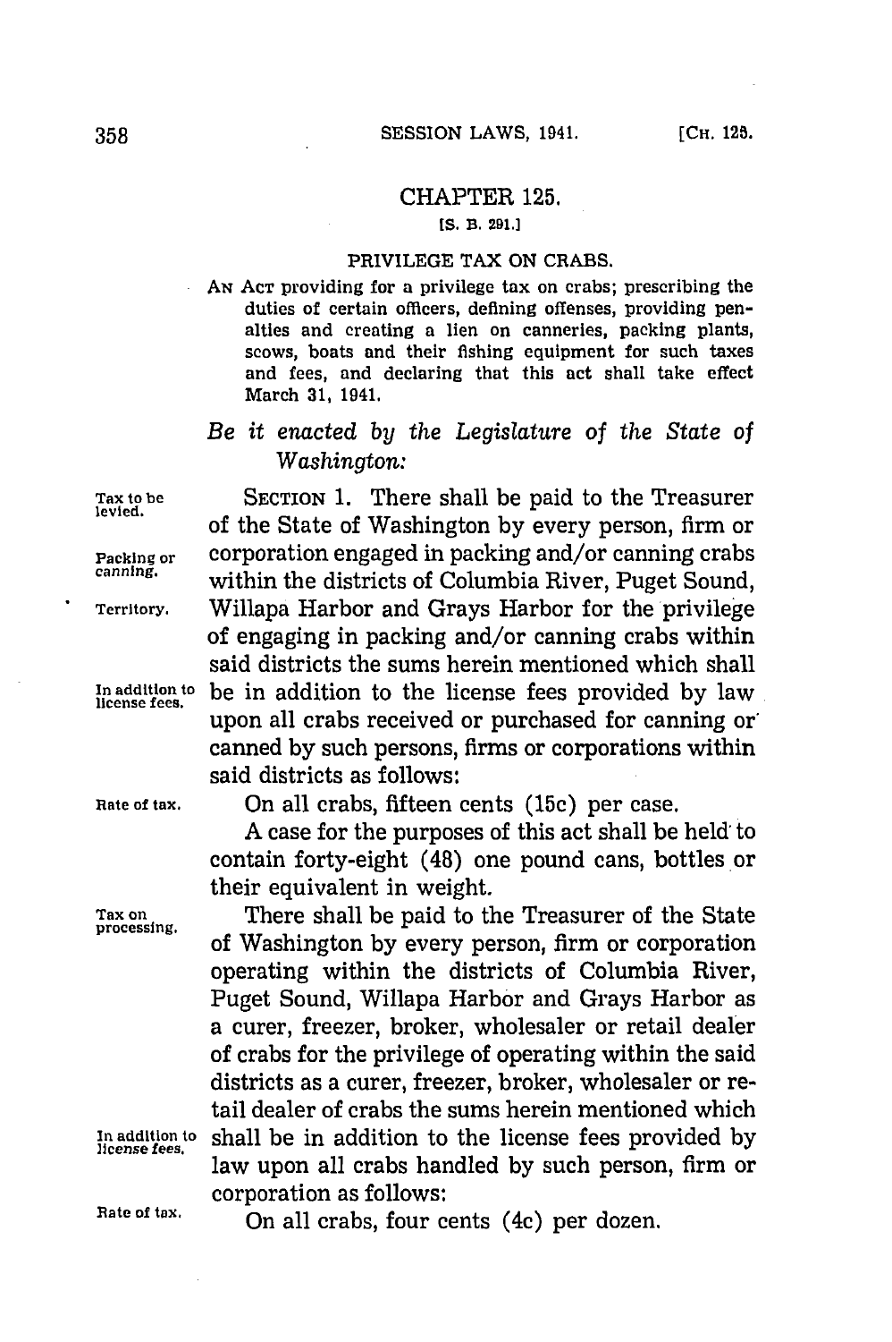# CHAPTER 125.

[S. B. 291.]

## PRIVILEGE TAX ON CRABS.

AN ACT providing for a privilege tax on crabs; prescribing the duties of certain officers, defining offenses, providing penalties and creating a lien on canneries, packing plants, scows, boats and their fishing equipment for such taxes and fees, and declaring that this act shall take effect March 31, 1941.

*Be it enacted by the Legislature of the State of Washington:*

Tax to be levied. Packing or canning. Territory. In addition to license fees.

SECTION 1. There shall be paid to the Treasurer of the State of Washington by every person, firm or corporation engaged in packing and/or canning crabs within the districts of Columbia River, Puget Sound, Willapa Harbor and Grays Harbor for the privilege of engaging in packing and/or canning crabs within said districts the sums herein mentioned which shall be in addition to the license fees provided by law upon all crabs received or purchased for canning or canned by such persons, firms or corporations within said districts as follows:

Rate of tax.

On all crabs, fifteen cents (15c) per case.

A case for the purposes of this act shall be held to contain forty-eight (48) one pound cans, bottles or their equivalent in weight.

Tax on processing. In addition to license fees.

There shall be paid to the Treasurer of the State of Washington by every person, firm or corporation operating within the districts of Columbia River, Puget Sound, Willapa Harbor and Grays Harbor as a curer, freezer, broker, wholesaler or retail dealer of crabs for the privilege of operating within the said districts as a curer, freezer, broker, wholesaler or retail dealer of crabs the sums herein mentioned which shall be in addition to the license fees provided by law upon all crabs handled by such person, firm or corporation as follows:

Rate of tax.

On all crabs, four cents (4c) per dozen.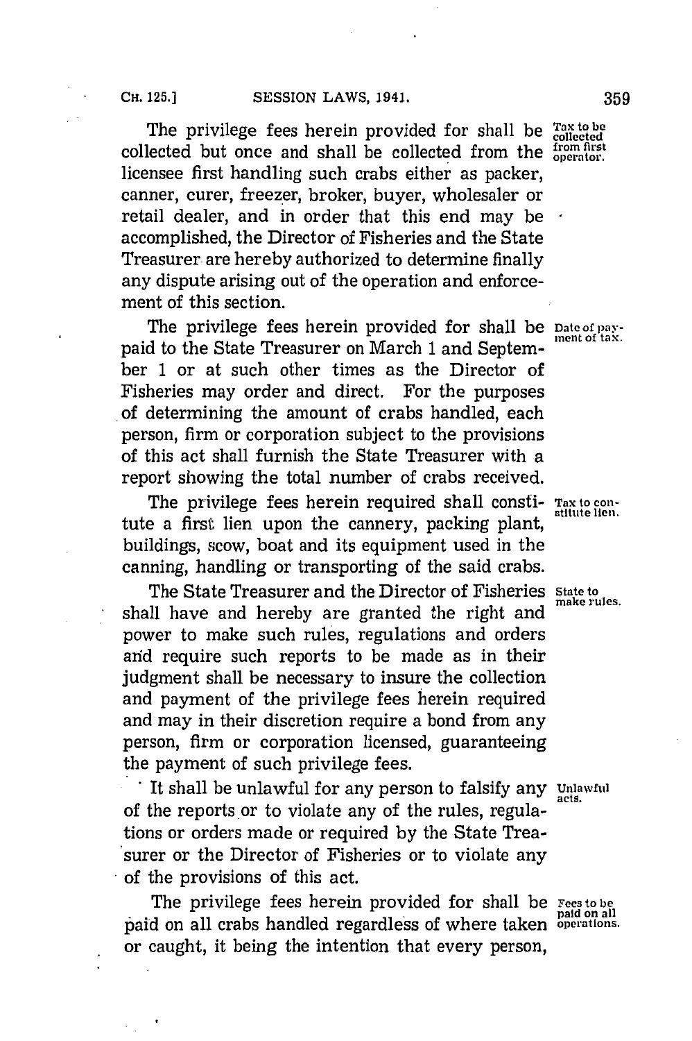The privilege fees herein provided for shall be collected but once and shall be collected from the licensee first handling such crabs either as packer, canner, curer, freezer, broker, buyer, wholesaler or retail dealer, and in order that this end may be accomplished, the Director of Fisheries and the State Treasurer are hereby authorized to determine finally any dispute arising out of the operation and enforcement of this section.

*Tax to be collected from first operator.*

The privilege fees herein provided for shall be paid to the State Treasurer on March 1 and September 1 or at such other times as the Director of Fisheries may order and direct. For the purposes of determining the amount of crabs handled, each person, firm or corporation subject to the provisions of this act shall furnish the State Treasurer with a report showing the total number of crabs received.

*Date of payment of tax.*

The privilege fees herein required shall constitute a first lien upon the cannery, packing plant, buildings, scow, boat and its equipment used in the canning, handling or transporting of the said crabs.

*Tax to constitute lien.*

The State Treasurer and the Director of Fisheries shall have and hereby are granted the right and power to make such rules, regulations and orders and require such reports to be made as in their judgment shall be necessary to insure the collection and payment of the privilege fees herein required and may in their discretion require a bond from any person, firm or corporation licensed, guaranteeing the payment of such privilege fees.

*State to make rules.*

It shall be unlawful for any person to falsify any of the reports or to violate any of the rules, regulations or orders made or required by the State Treasurer or the Director of Fisheries or to violate any of the provisions of this act.

*Unlawful acts.*

The privilege fees herein provided for shall be paid on all crabs handled regardless of where taken or caught, it being the intention that every person,

*Fees to be paid on all operations.*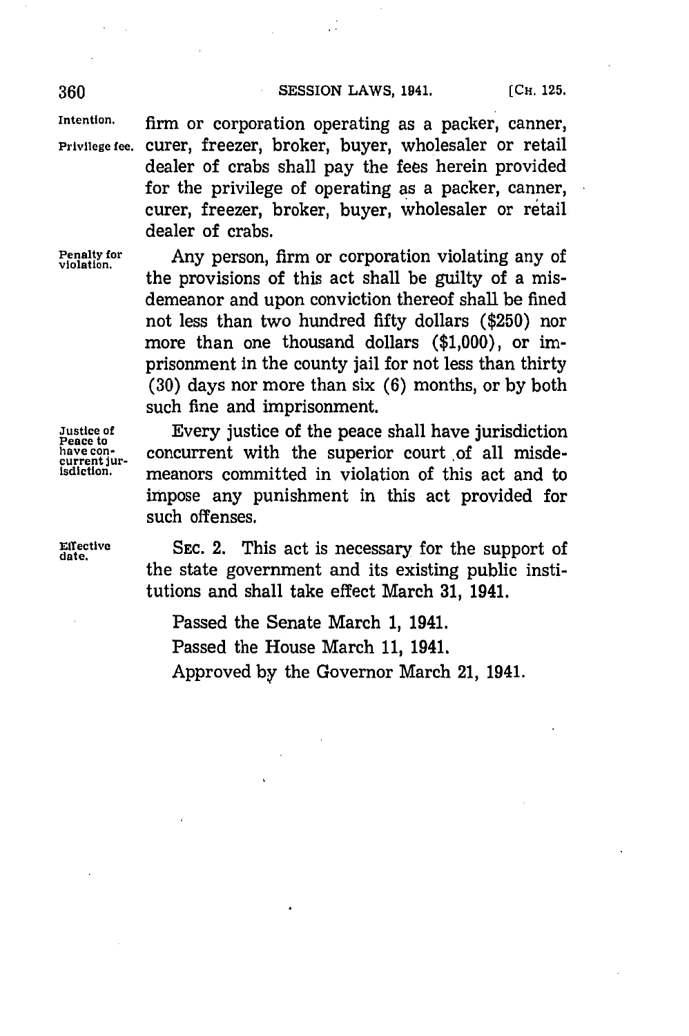firm or corporation operating as a packer, canner, curer, freezer, broker, buyer, wholesaler or retail dealer of crabs shall pay the fees herein provided for the privilege of operating as a packer, canner, curer, freezer, broker, buyer, wholesaler or retail dealer of crabs.

Intention.

Privilege fee.

Any person, firm or corporation violating any of the provisions of this act shall be guilty of a misdemeanor and upon conviction thereof shall be fined not less than two hundred fifty dollars ($250) nor more than one thousand dollars ($1,000), or imprisonment in the county jail for not less than thirty (30) days nor more than six (6) months, or by both such fine and imprisonment.

Penalty for violation.

Every justice of the peace shall have jurisdiction concurrent with the superior court of all misdemeanors committed in violation of this act and to impose any punishment in this act provided for such offenses.

Justice of Peace to have concurrent jurisdiction.

SEC. 2. This act is necessary for the support of the state government and its existing public institutions and shall take effect March 31, 1941.

Effective date.

Passed the Senate March 1, 1941.

Passed the House March 11, 1941.

Approved by the Governor March 21, 1941.